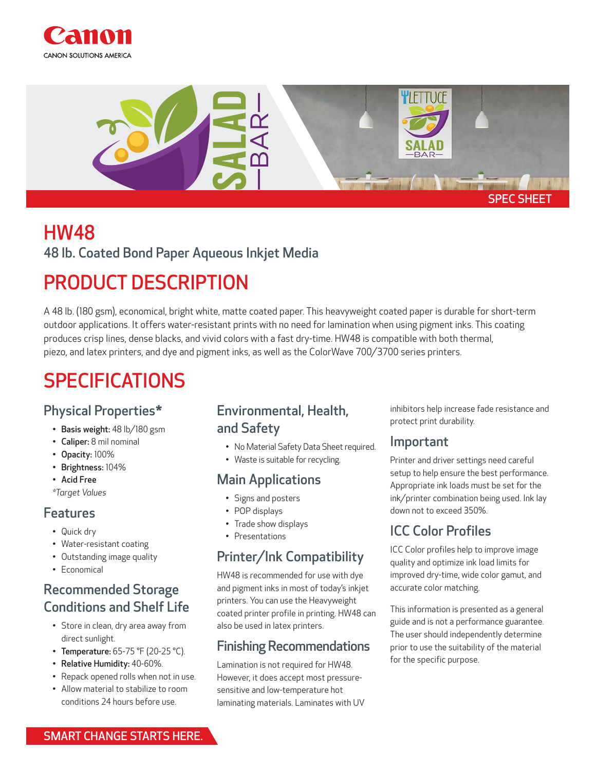Canon

CANON SOLUTIONS AMERICA

SPEC SHEET

# HW48

48 lb. Coated Bond Paper Aqueous Inkjet Media

## PRODUCT DESCRIPTION

A 48 lb. (180 gsm), economical, bright white, matte coated paper. This heavyweight coated paper is durable for short-term outdoor applications. It offers water-resistant prints with no need for lamination when using pigment inks. This coating produces crisp lines, dense blacks, and vivid colors with a fast dry-time. HW48 is compatible with both thermal, piezo, and latex printers, and dye and pigment inks, as well as the ColorWave 700/3700 series printers.

## SPECIFICATIONS

### Physical Properties*

- **Basis weight:** 48 lb/180 gsm
- **Caliper:** 8 mil nominal
- **Opacity:** 100%
- **Brightness:** 104%
- **Acid Free**

*Target Values*

### Features

- Quick dry
- Water-resistant coating
- Outstanding image quality
- Economical

### Recommended Storage Conditions and Shelf Life

- Store in clean, dry area away from direct sunlight.
- **Temperature:** 65-75 °F (20-25 °C).
- **Relative Humidity:** 40-60%.
- Repack opened rolls when not in use.
- Allow material to stabilize to room conditions 24 hours before use.

### Environmental, Health, and Safety

- No Material Safety Data Sheet required.
- Waste is suitable for recycling.

### Main Applications

- Signs and posters
- POP displays
- Trade show displays
- Presentations

### Printer/Ink Compatibility

HW48 is recommended for use with dye and pigment inks in most of today's inkjet printers. You can use the Heavyweight coated printer profile in printing. HW48 can also be used in latex printers.

### Finishing Recommendations

Lamination is not required for HW48. However, it does accept most pressure-sensitive and low-temperature hot laminating materials. Laminates with UV inhibitors help increase fade resistance and protect print durability.

### Important

Printer and driver settings need careful setup to help ensure the best performance. Appropriate ink loads must be set for the ink/printer combination being used. Ink lay down not to exceed 350%.

### ICC Color Profiles

ICC Color profiles help to improve image quality and optimize ink load limits for improved dry-time, wide color gamut, and accurate color matching.

This information is presented as a general guide and is not a performance guarantee. The user should independently determine prior to use the suitability of the material for the specific purpose.

SMART CHANGE STARTS HERE.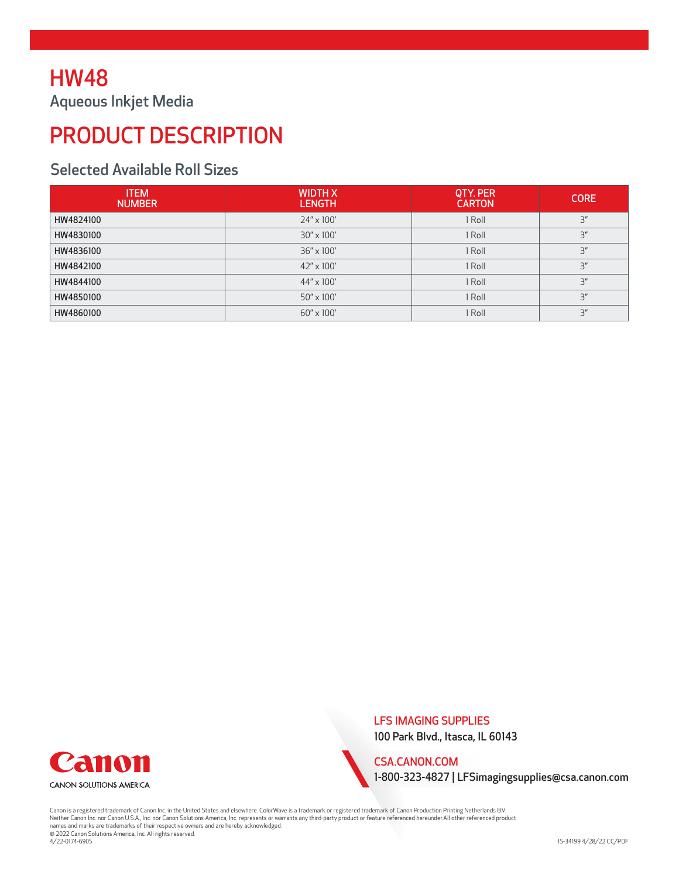# HW48

Aqueous Inkjet Media

# PRODUCT DESCRIPTION

## Selected Available Roll Sizes

| ITEM NUMBER | WIDTH X LENGTH | QTY. PER CARTON | CORE |
|---|---|---|---|
| HW4824100 | 24" x 100' | 1 Roll | 3" |
| HW4830100 | 30" x 100' | 1 Roll | 3" |
| HW4836100 | 36" x 100' | 1 Roll | 3" |
| HW4842100 | 42" x 100' | 1 Roll | 3" |
| HW4844100 | 44" x 100' | 1 Roll | 3" |
| HW4850100 | 50" x 100' | 1 Roll | 3" |
| HW4860100 | 60" x 100' | 1 Roll | 3" |

Canon

CANON SOLUTIONS AMERICA

LFS IMAGING SUPPLIES

100 Park Blvd., Itasca, IL 60143

CSA.CANON.COM

1-800-323-4827 | LFSimagingsupplies@csa.canon.com

Canon is a registered trademark of Canon Inc. in the United States and elsewhere. ColorWave is a trademark or registered trademark of Canon Production Printing Netherlands B.V. Neither Canon Inc. nor Canon U.S.A., Inc. nor Canon Solutions America, Inc. represents or warrants any third-party product or feature referenced hereunder. All other referenced product names and marks are trademarks of their respective owners and are hereby acknowledged.
© 2022 Canon Solutions America, Inc. All rights reserved.
4/22-0174-6905

IS-34199 4/28/22 CC/PDF